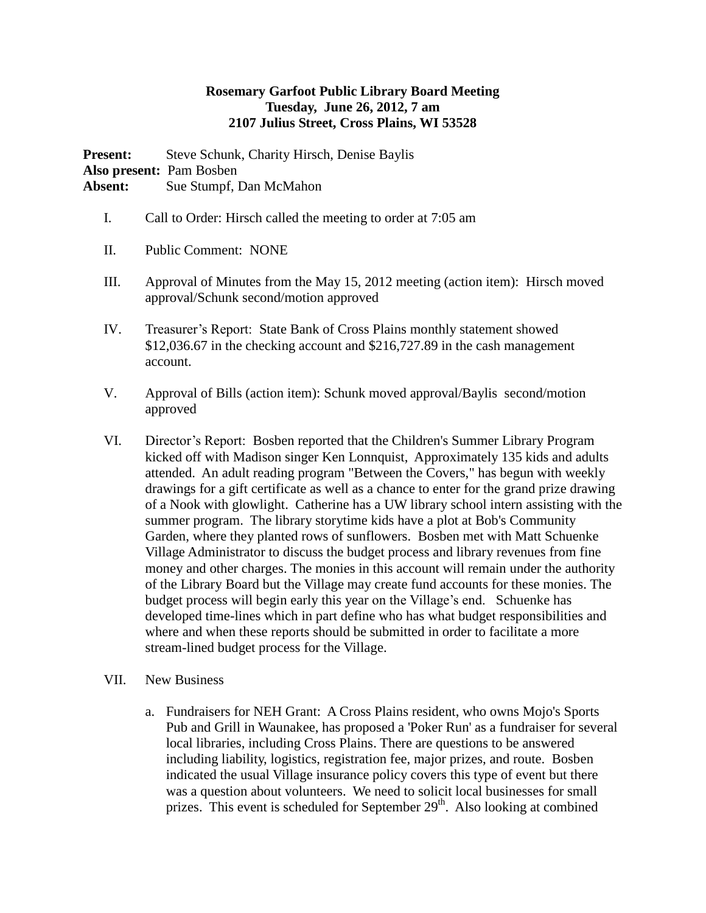**Rosemary Garfoot Public Library Board Meeting**
**Tuesday, June 26, 2012, 7 am**
**2107 Julius Street, Cross Plains, WI 53528**

**Present:** Steve Schunk, Charity Hirsch, Denise Baylis
**Also present:** Pam Bosben
**Absent:** Sue Stumpf, Dan McMahon

I. Call to Order: Hirsch called the meeting to order at 7:05 am

II. Public Comment: NONE

III. Approval of Minutes from the May 15, 2012 meeting (action item): Hirsch moved approval/Schunk second/motion approved

IV. Treasurer's Report: State Bank of Cross Plains monthly statement showed $12,036.67 in the checking account and $216,727.89 in the cash management account.

V. Approval of Bills (action item): Schunk moved approval/Baylis second/motion approved

VI. Director's Report: Bosben reported that the Children's Summer Library Program kicked off with Madison singer Ken Lonnquist, Approximately 135 kids and adults attended. An adult reading program "Between the Covers," has begun with weekly drawings for a gift certificate as well as a chance to enter for the grand prize drawing of a Nook with glowlight. Catherine has a UW library school intern assisting with the summer program. The library storytime kids have a plot at Bob's Community Garden, where they planted rows of sunflowers. Bosben met with Matt Schuenke Village Administrator to discuss the budget process and library revenues from fine money and other charges. The monies in this account will remain under the authority of the Library Board but the Village may create fund accounts for these monies. The budget process will begin early this year on the Village's end. Schuenke has developed time-lines which in part define who has what budget responsibilities and where and when these reports should be submitted in order to facilitate a more stream-lined budget process for the Village.

VII. New Business

a. Fundraisers for NEH Grant: A Cross Plains resident, who owns Mojo's Sports Pub and Grill in Waunakee, has proposed a 'Poker Run' as a fundraiser for several local libraries, including Cross Plains. There are questions to be answered including liability, logistics, registration fee, major prizes, and route. Bosben indicated the usual Village insurance policy covers this type of event but there was a question about volunteers. We need to solicit local businesses for small prizes. This event is scheduled for September 29th. Also looking at combined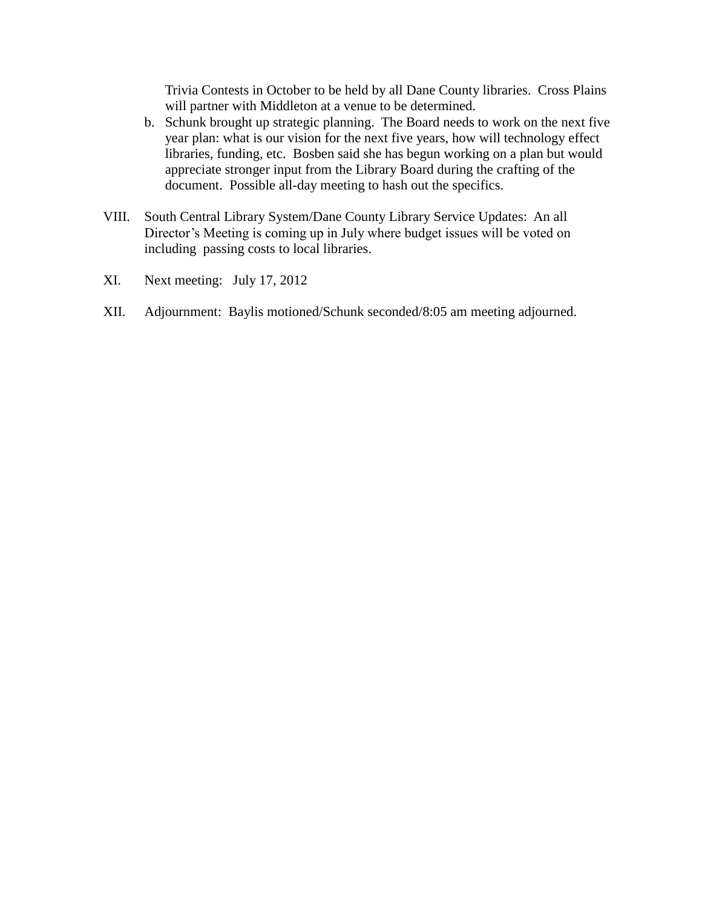Trivia Contests in October to be held by all Dane County libraries. Cross Plains will partner with Middleton at a venue to be determined.

b. Schunk brought up strategic planning. The Board needs to work on the next five year plan: what is our vision for the next five years, how will technology effect libraries, funding, etc. Bosben said she has begun working on a plan but would appreciate stronger input from the Library Board during the crafting of the document. Possible all-day meeting to hash out the specifics.

VIII. South Central Library System/Dane County Library Service Updates: An all Director's Meeting is coming up in July where budget issues will be voted on including passing costs to local libraries.

XI. Next meeting: July 17, 2012

XII. Adjournment: Baylis motioned/Schunk seconded/8:05 am meeting adjourned.